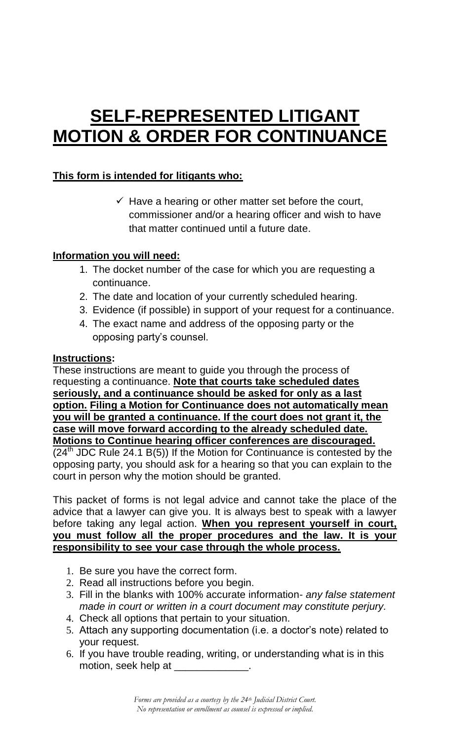# SELF-REPRESENTED LITIGANT MOTION & ORDER FOR CONTINUANCE

**This form is intended for litigants who:**

- ✓ Have a hearing or other matter set before the court, commissioner and/or a hearing officer and wish to have that matter continued until a future date.

**Information you will need:**

1. The docket number of the case for which you are requesting a continuance.
2. The date and location of your currently scheduled hearing.
3. Evidence (if possible) in support of your request for a continuance.
4. The exact name and address of the opposing party or the opposing party's counsel.

**Instructions:**

These instructions are meant to guide you through the process of requesting a continuance. **Note that courts take scheduled dates seriously, and a continuance should be asked for only as a last option. Filing a Motion for Continuance does not automatically mean you will be granted a continuance. If the court does not grant it, the case will move forward according to the already scheduled date. Motions to Continue hearing officer conferences are discouraged.** (24th JDC Rule 24.1 B(5)) If the Motion for Continuance is contested by the opposing party, you should ask for a hearing so that you can explain to the court in person why the motion should be granted.

This packet of forms is not legal advice and cannot take the place of the advice that a lawyer can give you. It is always best to speak with a lawyer before taking any legal action. **When you represent yourself in court, you must follow all the proper procedures and the law. It is your responsibility to see your case through the whole process.**

1. Be sure you have the correct form.
2. Read all instructions before you begin.
3. Fill in the blanks with 100% accurate information- *any false statement made in court or written in a court document may constitute perjury.*
4. Check all options that pertain to your situation.
5. Attach any supporting documentation (i.e. a doctor's note) related to your request.
6. If you have trouble reading, writing, or understanding what is in this motion, seek help at _____________.

*Forms are provided as a courtesy by the 24th Judicial District Court. No representation or enrollment as counsel is expressed or implied.*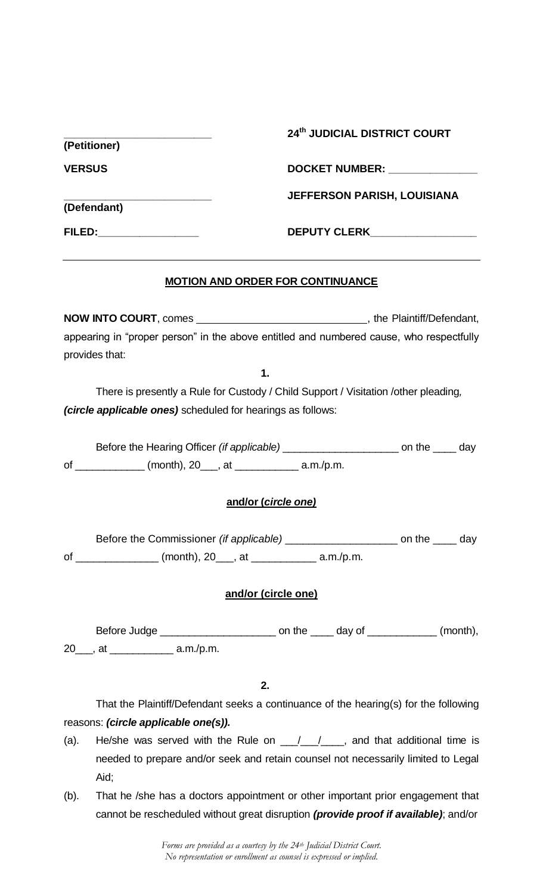| ______________________ | 24th JUDICIAL DISTRICT COURT |
|---|---|
| **(Petitioner)** | |
| **VERSUS** | **DOCKET NUMBER: ______________** |
| ______________________ | **JEFFERSON PARISH, LOUISIANA** |
| **(Defendant)** | |
| **FILED:________________** | **DEPUTY CLERK________________** |

---

## MOTION AND ORDER FOR CONTINUANCE

**NOW INTO COURT**, comes ____________________________, the Plaintiff/Defendant, appearing in "proper person" in the above entitled and numbered cause, who respectfully provides that:

**1.**

There is presently a Rule for Custody / Child Support / Visitation /other pleading, ***(circle applicable ones)*** scheduled for hearings as follows:

Before the Hearing Officer *(if applicable)* ___________________ on the ____ day of ___________ (month), 20___, at __________ a.m./p.m.

**and/or (*circle one)***

Before the Commissioner *(if applicable)* ___________________ on the ____ day of _____________ (month), 20___, at __________ a.m./p.m.

**and/or (circle one)**

Before Judge ___________________ on the ____ day of ___________ (month), 20___, at __________ a.m./p.m.

**2.**

That the Plaintiff/Defendant seeks a continuance of the hearing(s) for the following reasons: ***(circle applicable one(s)).***

(a). He/she was served with the Rule on ___/___/____, and that additional time is needed to prepare and/or seek and retain counsel not necessarily limited to Legal Aid;

(b). That he /she has a doctors appointment or other important prior engagement that cannot be rescheduled without great disruption ***(provide proof if available)***; and/or

*Forms are provided as a courtesy by the 24th Judicial District Court. No representation or enrollment as counsel is expressed or implied.*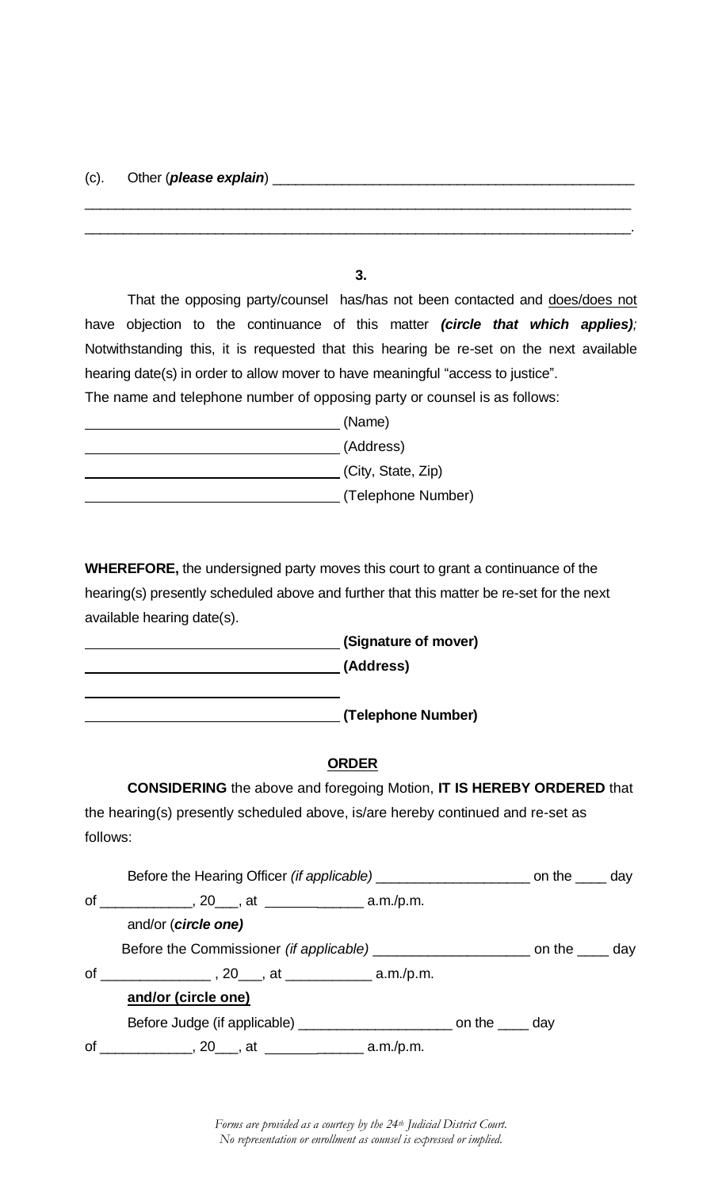(c). Other (***please explain***) _______________________________________________

___________________________________________________________________________

___________________________________________________________________________.

**3.**

That the opposing party/counsel has/has not been contacted and <u>does/does not</u> have objection to the continuance of this matter ***(circle that which applies)****;* Notwithstanding this, it is requested that this hearing be re-set on the next available hearing date(s) in order to allow mover to have meaningful "access to justice".

The name and telephone number of opposing party or counsel is as follows:

________________________________ (Name)

________________________________ (Address)

________________________________ (City, State, Zip)

________________________________ (Telephone Number)

**WHEREFORE,** the undersigned party moves this court to grant a continuance of the hearing(s) presently scheduled above and further that this matter be re-set for the next available hearing date(s).

________________________________ **(Signature of mover)**

________________________________ **(Address)**

________________________________

________________________________ **(Telephone Number)**

**<u>ORDER</u>**

**CONSIDERING** the above and foregoing Motion, **IT IS HEREBY ORDERED** that the hearing(s) presently scheduled above, is/are hereby continued and re-set as follows:

Before the Hearing Officer *(if applicable)* ____________________ on the ____ day of ____________, 20___, at ____________ a.m./p.m.

and/or (***circle one)***

Before the Commissioner *(if applicable)* ____________________ on the ____ day of ______________ , 20___, at ___________ a.m./p.m.

**<u>and/or (circle one)</u>**

Before Judge (if applicable) ____________________ on the ____ day of ____________, 20___, at ____________ a.m./p.m.

*Forms are provided as a courtesy by the 24th Judicial District Court. No representation or enrollment as counsel is expressed or implied.*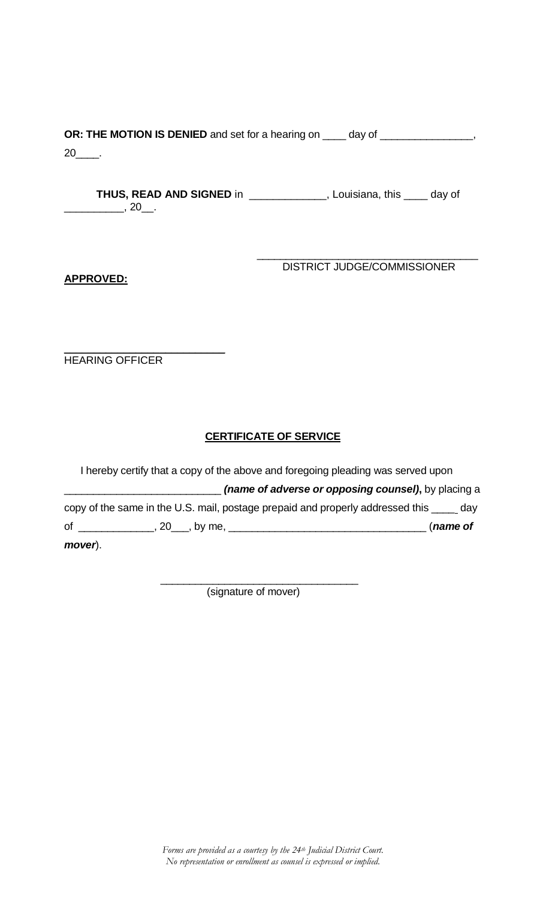**OR: THE MOTION IS DENIED** and set for a hearing on ____ day of ________________, 20____.

**THUS, READ AND SIGNED** in _____________, Louisiana, this ____ day of __________, 20__.

_____________________________________
DISTRICT JUDGE/COMMISSIONER

**APPROVED:**

___________________________
HEARING OFFICER

**CERTIFICATE OF SERVICE**

I hereby certify that a copy of the above and foregoing pleading was served upon ___________________________ ***(name of adverse or opposing counsel)*****,** by placing a copy of the same in the U.S. mail, postage prepaid and properly addressed this _____ day of _____________, 20___, by me, __________________________________ (***name of mover***).

__________________________________
(signature of mover)

*Forms are provided as a courtesy by the 24th Judicial District Court. No representation or enrollment as counsel is expressed or implied.*